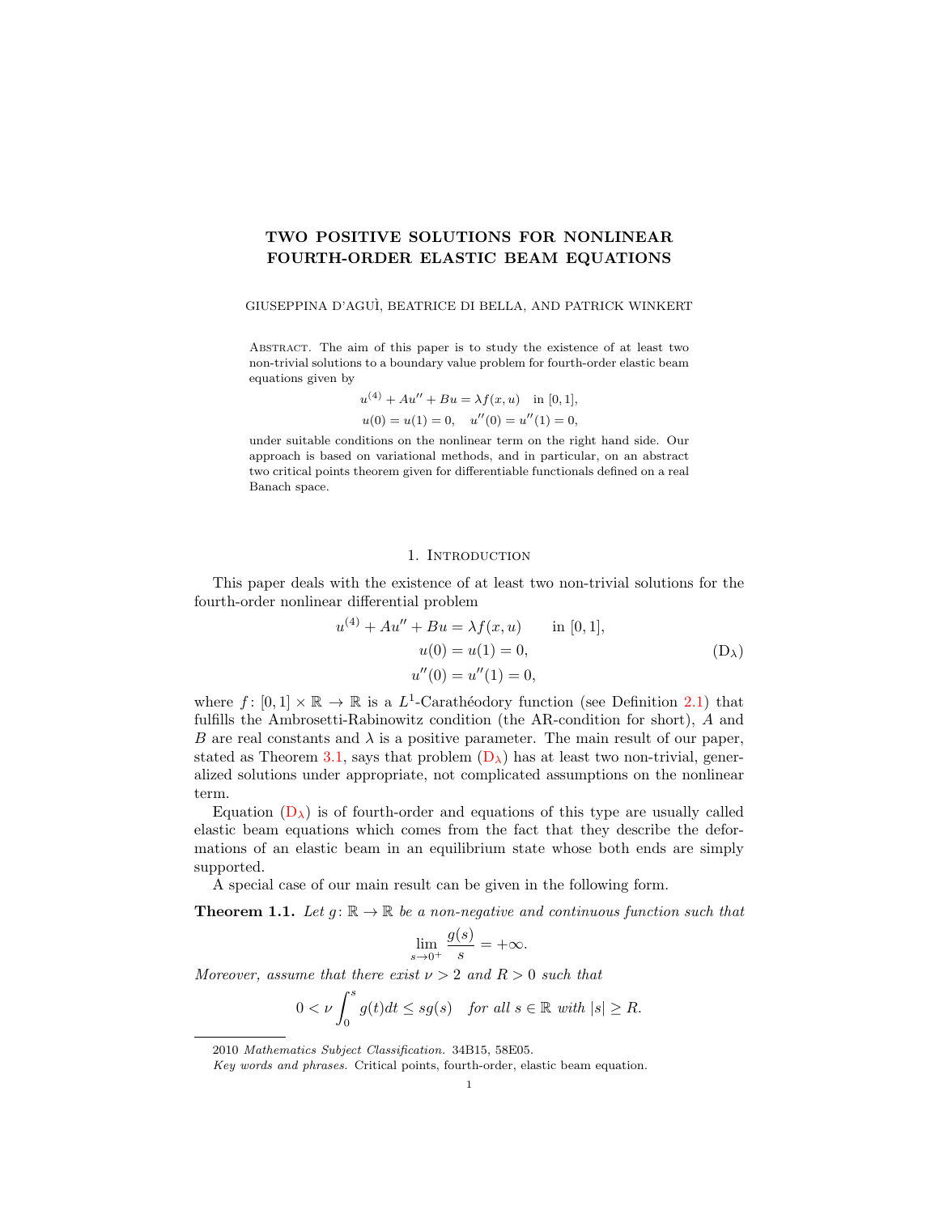# TWO POSITIVE SOLUTIONS FOR NONLINEAR FOURTH-ORDER ELASTIC BEAM EQUATIONS

GIUSEPPINA D'AGUÌ, BEATRICE DI BELLA, AND PATRICK WINKERT

Abstract. The aim of this paper is to study the existence of at least two non-trivial solutions to a boundary value problem for fourth-order elastic beam equations given by

$$
\begin{aligned}
u^{(4)} + Au'' + Bu &= \lambda f(x,u) \quad \text{in } [0,1],\\
u(0) = u(1) = 0, &\quad u''(0) = u''(1) = 0,
\end{aligned}
$$

under suitable conditions on the nonlinear term on the right hand side. Our approach is based on variational methods, and in particular, on an abstract two critical points theorem given for differentiable functionals defined on a real Banach space.

## 1. Introduction

This paper deals with the existence of at least two non-trivial solutions for the fourth-order nonlinear differential problem

$$
\begin{aligned}
u^{(4)} + Au'' + Bu &= \lambda f(x,u) \qquad \text{in } [0,1],\\
u(0) &= u(1) = 0, \\
u''(0) &= u''(1) = 0,
\end{aligned}
\tag{D$_\lambda$}
$$

where $f\colon [0,1] \times \mathbb{R} \to \mathbb{R}$ is a $L^1$-Carathéodory function (see Definition 2.1) that fulfills the Ambrosetti-Rabinowitz condition (the AR-condition for short), $A$ and $B$ are real constants and $\lambda$ is a positive parameter. The main result of our paper, stated as Theorem 3.1, says that problem (D$_\lambda$) has at least two non-trivial, generalized solutions under appropriate, not complicated assumptions on the nonlinear term.

Equation (D$_\lambda$) is of fourth-order and equations of this type are usually called elastic beam equations which comes from the fact that they describe the deformations of an elastic beam in an equilibrium state whose both ends are simply supported.

A special case of our main result can be given in the following form.

**Theorem 1.1.** *Let $g\colon \mathbb{R} \to \mathbb{R}$ be a non-negative and continuous function such that*

$$
\lim_{s \to 0^+} \frac{g(s)}{s} = +\infty.
$$

*Moreover, assume that there exist $\nu > 2$ and $R > 0$ such that*

$$
0 < \nu \int_0^s g(t)dt \leq sg(s) \quad \text{for all } s \in \mathbb{R} \text{ with } |s| \geq R.
$$

2010 *Mathematics Subject Classification.* 34B15, 58E05.

*Key words and phrases.* Critical points, fourth-order, elastic beam equation.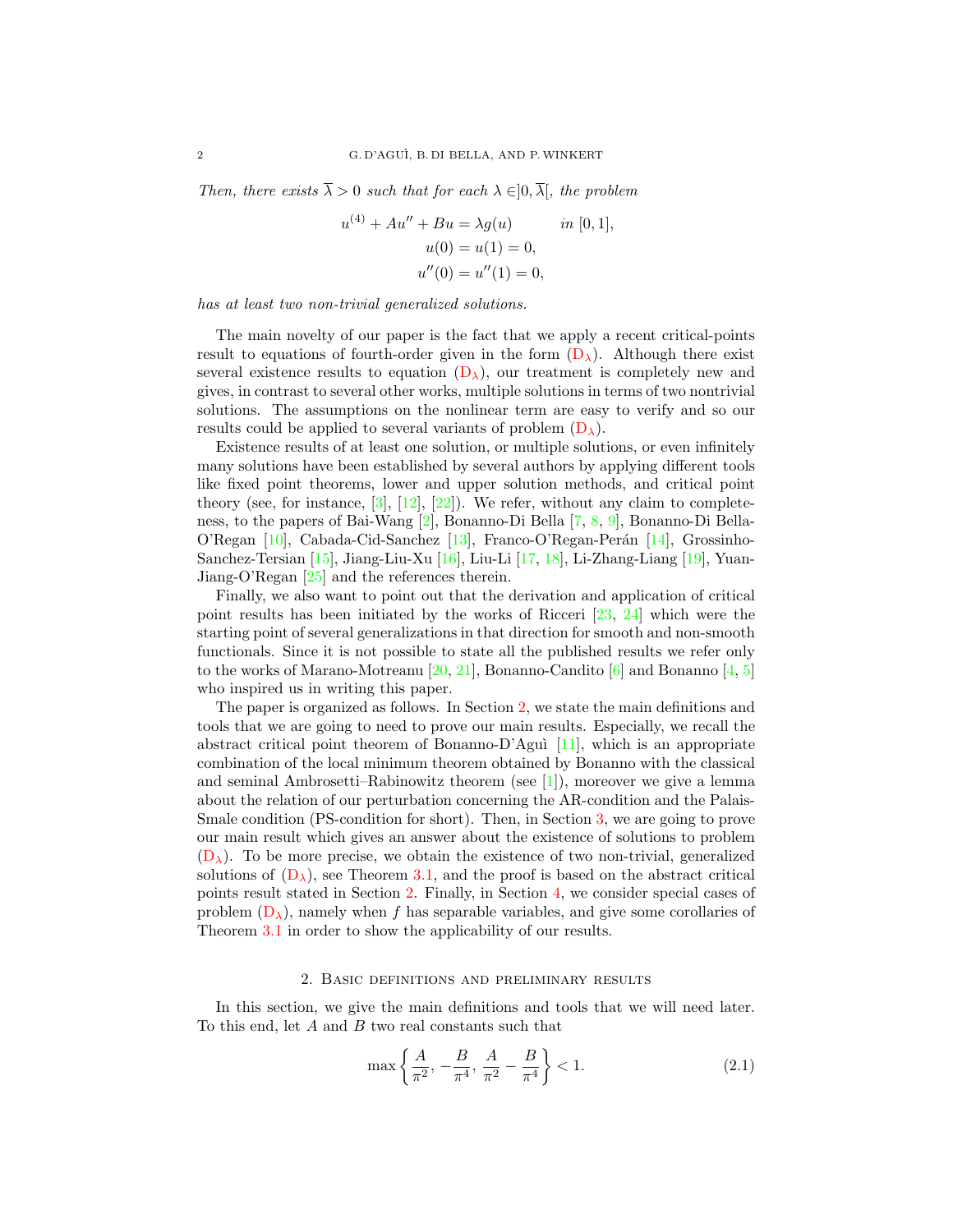*Then, there exists $\overline{\lambda} > 0$ such that for each $\lambda \in ]0, \overline{\lambda}[$, the problem*

$$
\begin{aligned}
u^{(4)} + Au'' + Bu = \lambda g(u) \qquad & \textit{in } [0,1],\\
u(0) = u(1) = 0,&\\
u''(0) = u''(1) = 0,&
\end{aligned}
$$

*has at least two non-trivial generalized solutions.*

The main novelty of our paper is the fact that we apply a recent critical-points result to equations of fourth-order given in the form ($\mathrm{D}_\lambda$). Although there exist several existence results to equation ($\mathrm{D}_\lambda$), our treatment is completely new and gives, in contrast to several other works, multiple solutions in terms of two nontrivial solutions. The assumptions on the nonlinear term are easy to verify and so our results could be applied to several variants of problem ($\mathrm{D}_\lambda$).

Existence results of at least one solution, or multiple solutions, or even infinitely many solutions have been established by several authors by applying different tools like fixed point theorems, lower and upper solution methods, and critical point theory (see, for instance, [3], [12], [22]). We refer, without any claim to completeness, to the papers of Bai-Wang [2], Bonanno-Di Bella [7, 8, 9], Bonanno-Di Bella-O'Regan [10], Cabada-Cid-Sanchez [13], Franco-O'Regan-Perán [14], Grossinho-Sanchez-Tersian [15], Jiang-Liu-Xu [16], Liu-Li [17, 18], Li-Zhang-Liang [19], Yuan-Jiang-O'Regan [25] and the references therein.

Finally, we also want to point out that the derivation and application of critical point results has been initiated by the works of Ricceri [23, 24] which were the starting point of several generalizations in that direction for smooth and non-smooth functionals. Since it is not possible to state all the published results we refer only to the works of Marano-Motreanu [20, 21], Bonanno-Candito [6] and Bonanno [4, 5] who inspired us in writing this paper.

The paper is organized as follows. In Section 2, we state the main definitions and tools that we are going to need to prove our main results. Especially, we recall the abstract critical point theorem of Bonanno-D'Aguì [11], which is an appropriate combination of the local minimum theorem obtained by Bonanno with the classical and seminal Ambrosetti–Rabinowitz theorem (see [1]), moreover we give a lemma about the relation of our perturbation concerning the AR-condition and the Palais-Smale condition (PS-condition for short). Then, in Section 3, we are going to prove our main result which gives an answer about the existence of solutions to problem ($\mathrm{D}_\lambda$). To be more precise, we obtain the existence of two non-trivial, generalized solutions of ($\mathrm{D}_\lambda$), see Theorem 3.1, and the proof is based on the abstract critical points result stated in Section 2. Finally, in Section 4, we consider special cases of problem ($\mathrm{D}_\lambda$), namely when $f$ has separable variables, and give some corollaries of Theorem 3.1 in order to show the applicability of our results.

## 2. Basic definitions and preliminary results

In this section, we give the main definitions and tools that we will need later. To this end, let $A$ and $B$ two real constants such that

$$
\max\left\{\frac{A}{\pi^2}, -\frac{B}{\pi^4}, \frac{A}{\pi^2} - \frac{B}{\pi^4}\right\} < 1. \tag{2.1}
$$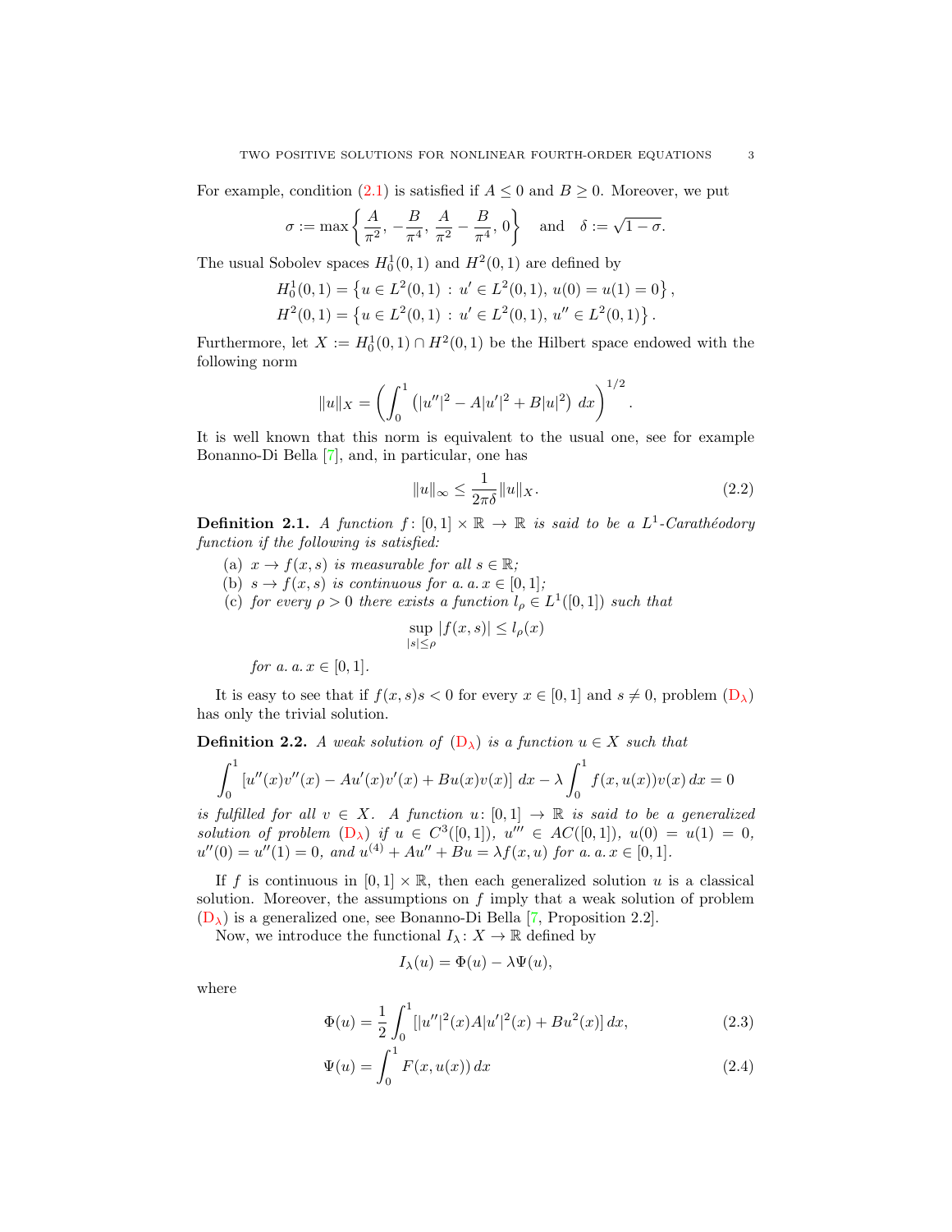For example, condition (2.1) is satisfied if $A \le 0$ and $B \ge 0$. Moreover, we put

$$\sigma := \max\left\{ \frac{A}{\pi^2}, -\frac{B}{\pi^4}, \frac{A}{\pi^2} - \frac{B}{\pi^4}, 0 \right\} \quad \text{and} \quad \delta := \sqrt{1-\sigma}.$$

The usual Sobolev spaces $H_0^1(0,1)$ and $H^2(0,1)$ are defined by

$$H_0^1(0,1) = \left\{ u \in L^2(0,1) \,:\, u' \in L^2(0,1),\, u(0) = u(1) = 0 \right\},$$
$$H^2(0,1) = \left\{ u \in L^2(0,1) \,:\, u' \in L^2(0,1),\, u'' \in L^2(0,1) \right\}.$$

Furthermore, let $X := H_0^1(0,1) \cap H^2(0,1)$ be the Hilbert space endowed with the following norm

$$\|u\|_X = \left( \int_0^1 \left( |u''|^2 - A|u'|^2 + B|u|^2 \right) \, dx \right)^{1/2}.$$

It is well known that this norm is equivalent to the usual one, see for example Bonanno-Di Bella [7], and, in particular, one has

$$\|u\|_\infty \le \frac{1}{2\pi\delta} \|u\|_X. \tag{2.2}$$

**Definition 2.1.** *A function $f\colon [0,1] \times \mathbb{R} \to \mathbb{R}$ is said to be a $L^1$-Carathéodory function if the following is satisfied:*

- (a) *$x \to f(x,s)$ is measurable for all $s \in \mathbb{R}$;*
- (b) *$s \to f(x,s)$ is continuous for a. a. $x \in [0,1]$;*
- (c) *for every $\rho > 0$ there exists a function $l_\rho \in L^1([0,1])$ such that*

$$\sup_{|s| \le \rho} |f(x,s)| \le l_\rho(x)$$

*for a. a. $x \in [0,1]$.*

It is easy to see that if $f(x,s)s < 0$ for every $x \in [0,1]$ and $s \ne 0$, problem ($D_\lambda$) has only the trivial solution.

**Definition 2.2.** *A weak solution of ($D_\lambda$) is a function $u \in X$ such that*

$$\int_0^1 \left[ u''(x)v''(x) - Au'(x)v'(x) + Bu(x)v(x) \right] dx - \lambda \int_0^1 f(x,u(x))v(x) \, dx = 0$$

*is fulfilled for all $v \in X$. A function $u\colon [0,1] \to \mathbb{R}$ is said to be a generalized solution of problem ($D_\lambda$) if $u \in C^3([0,1])$, $u''' \in AC([0,1])$, $u(0) = u(1) = 0$, $u''(0) = u''(1) = 0$, and $u^{(4)} + Au'' + Bu = \lambda f(x,u)$ for a. a. $x \in [0,1]$.*

If $f$ is continuous in $[0,1] \times \mathbb{R}$, then each generalized solution $u$ is a classical solution. Moreover, the assumptions on $f$ imply that a weak solution of problem ($D_\lambda$) is a generalized one, see Bonanno-Di Bella [7, Proposition 2.2].

Now, we introduce the functional $I_\lambda\colon X \to \mathbb{R}$ defined by

$$I_\lambda(u) = \Phi(u) - \lambda\Psi(u),$$

where

$$\Phi(u) = \frac{1}{2} \int_0^1 \left[ |u''|^2(x) A|u'|^2(x) + Bu^2(x) \right] dx, \tag{2.3}$$

$$\Psi(u) = \int_0^1 F(x,u(x)) \, dx \tag{2.4}$$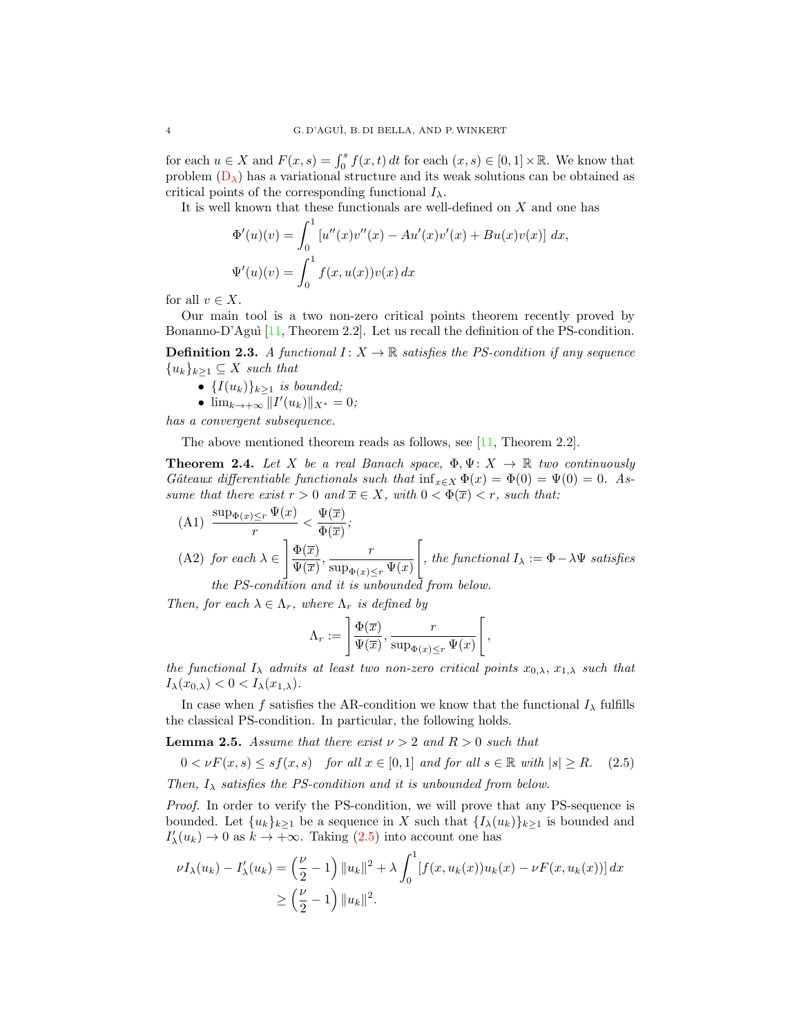for each $u \in X$ and $F(x,s) = \int_0^s f(x,t)\,dt$ for each $(x,s) \in [0,1] \times \mathbb{R}$. We know that problem ($D_\lambda$) has a variational structure and its weak solutions can be obtained as critical points of the corresponding functional $I_\lambda$.

It is well known that these functionals are well-defined on $X$ and one has

$$\Phi'(u)(v) = \int_0^1 \left[u''(x)v''(x) - Au'(x)v'(x) + Bu(x)v(x)\right] dx,$$

$$\Psi'(u)(v) = \int_0^1 f(x,u(x))v(x)\,dx$$

for all $v \in X$.

Our main tool is a two non-zero critical points theorem recently proved by Bonanno-D'Aguì [11, Theorem 2.2]. Let us recall the definition of the PS-condition.

**Definition 2.3.** *A functional $I \colon X \to \mathbb{R}$ satisfies the PS-condition if any sequence $\{u_k\}_{k\geq 1} \subseteq X$ such that*

- *$\{I(u_k)\}_{k\geq 1}$ is bounded;*
- *$\lim_{k\to+\infty} \|I'(u_k)\|_{X^*} = 0$;*

*has a convergent subsequence.*

The above mentioned theorem reads as follows, see [11, Theorem 2.2].

**Theorem 2.4.** *Let $X$ be a real Banach space, $\Phi, \Psi \colon X \to \mathbb{R}$ two continuously Gâteaux differentiable functionals such that $\inf_{x\in X} \Phi(x) = \Phi(0) = \Psi(0) = 0$. Assume that there exist $r > 0$ and $\overline{x} \in X$, with $0 < \Phi(\overline{x}) < r$, such that:*

(A1) $\dfrac{\sup_{\Phi(x)\leq r} \Psi(x)}{r} < \dfrac{\Psi(\overline{x})}{\Phi(\overline{x})}$;

(A2) *for each* $\lambda \in \left] \dfrac{\Phi(\overline{x})}{\Psi(\overline{x})}, \dfrac{r}{\sup_{\Phi(x)\leq r} \Psi(x)} \right[$*, the functional $I_\lambda := \Phi - \lambda\Psi$ satisfies the PS-condition and it is unbounded from below.*

*Then, for each $\lambda \in \Lambda_r$, where $\Lambda_r$ is defined by*

$$\Lambda_r := \left] \frac{\Phi(\overline{x})}{\Psi(\overline{x})}, \frac{r}{\sup_{\Phi(x)\leq r} \Psi(x)} \right[,$$

*the functional $I_\lambda$ admits at least two non-zero critical points $x_{0,\lambda}$, $x_{1,\lambda}$ such that $I_\lambda(x_{0,\lambda}) < 0 < I_\lambda(x_{1,\lambda})$.*

In case when $f$ satisfies the AR-condition we know that the functional $I_\lambda$ fulfills the classical PS-condition. In particular, the following holds.

**Lemma 2.5.** *Assume that there exist $\nu > 2$ and $R > 0$ such that*

$$0 < \nu F(x,s) \leq sf(x,s) \quad \text{for all } x \in [0,1] \text{ and for all } s \in \mathbb{R} \text{ with } |s| \geq R. \tag{2.5}$$

*Then, $I_\lambda$ satisfies the PS-condition and it is unbounded from below.*

*Proof.* In order to verify the PS-condition, we will prove that any PS-sequence is bounded. Let $\{u_k\}_{k\geq 1}$ be a sequence in $X$ such that $\{I_\lambda(u_k)\}_{k\geq 1}$ is bounded and $I'_\lambda(u_k) \to 0$ as $k \to +\infty$. Taking (2.5) into account one has

$$\begin{aligned}
\nu I_\lambda(u_k) - I'_\lambda(u_k) &= \left(\frac{\nu}{2} - 1\right)\|u_k\|^2 + \lambda \int_0^1 \left[f(x,u_k(x))u_k(x) - \nu F(x,u_k(x))\right] dx \\
&\geq \left(\frac{\nu}{2} - 1\right)\|u_k\|^2.
\end{aligned}$$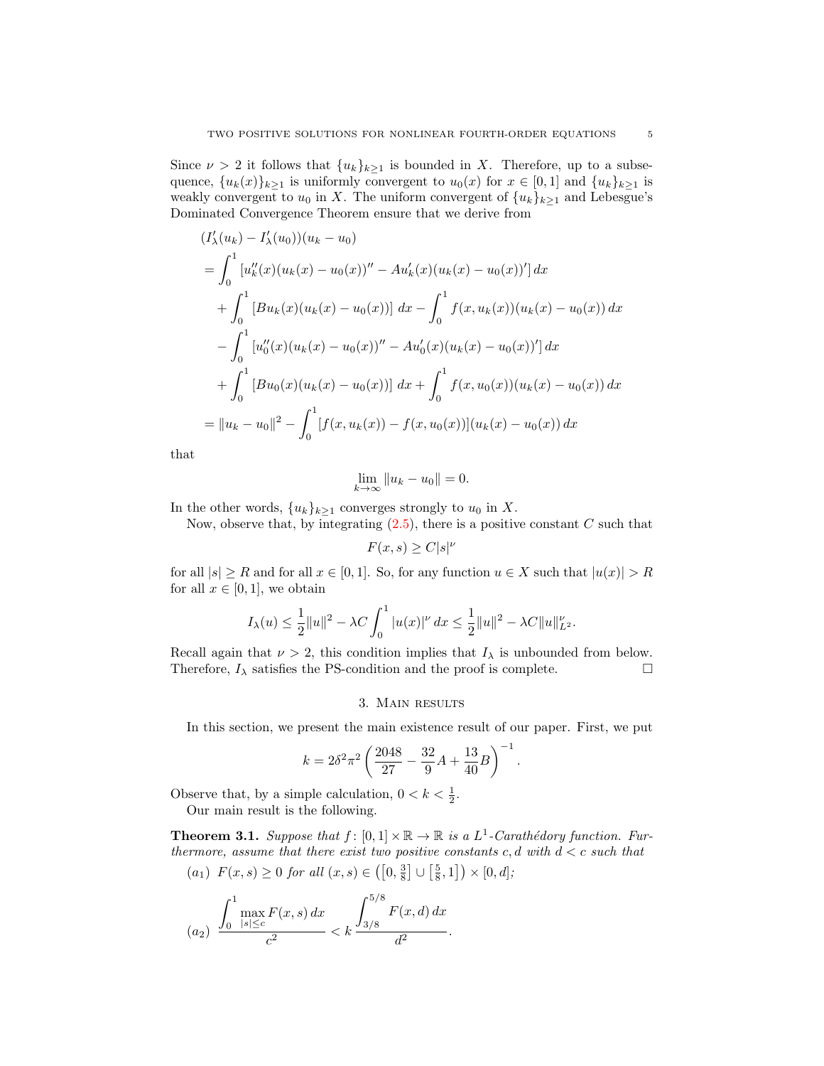Since $\nu > 2$ it follows that $\{u_k\}_{k\geq 1}$ is bounded in $X$. Therefore, up to a subsequence, $\{u_k(x)\}_{k\geq 1}$ is uniformly convergent to $u_0(x)$ for $x \in [0,1]$ and $\{u_k\}_{k\geq 1}$ is weakly convergent to $u_0$ in $X$. The uniform convergent of $\{u_k\}_{k\geq 1}$ and Lebesgue's Dominated Convergence Theorem ensure that we derive from

$$
\begin{aligned}
&(I'_\lambda(u_k) - I'_\lambda(u_0))(u_k - u_0) \\
&= \int_0^1 \left[u''_k(x)(u_k(x) - u_0(x))'' - Au'_k(x)(u_k(x) - u_0(x))'\right] dx \\
&\quad + \int_0^1 \left[Bu_k(x)(u_k(x) - u_0(x))\right] dx - \int_0^1 f(x, u_k(x))(u_k(x) - u_0(x))\, dx \\
&\quad - \int_0^1 \left[u''_0(x)(u_k(x) - u_0(x))'' - Au'_0(x)(u_k(x) - u_0(x))'\right] dx \\
&\quad + \int_0^1 \left[Bu_0(x)(u_k(x) - u_0(x))\right] dx + \int_0^1 f(x, u_0(x))(u_k(x) - u_0(x))\, dx \\
&= \|u_k - u_0\|^2 - \int_0^1 [f(x, u_k(x)) - f(x, u_0(x))](u_k(x) - u_0(x))\, dx
\end{aligned}
$$

that

$$
\lim_{k\to\infty} \|u_k - u_0\| = 0.
$$

In the other words, $\{u_k\}_{k\geq 1}$ converges strongly to $u_0$ in $X$.

Now, observe that, by integrating (2.5), there is a positive constant $C$ such that

$$
F(x, s) \geq C|s|^\nu
$$

for all $|s| \geq R$ and for all $x \in [0,1]$. So, for any function $u \in X$ such that $|u(x)| > R$ for all $x \in [0,1]$, we obtain

$$
I_\lambda(u) \leq \frac{1}{2}\|u\|^2 - \lambda C \int_0^1 |u(x)|^\nu\, dx \leq \frac{1}{2}\|u\|^2 - \lambda C \|u\|_{L^2}^\nu.
$$

Recall again that $\nu > 2$, this condition implies that $I_\lambda$ is unbounded from below. Therefore, $I_\lambda$ satisfies the PS-condition and the proof is complete. $\square$

## 3. Main results

In this section, we present the main existence result of our paper. First, we put

$$
k = 2\delta^2\pi^2 \left(\frac{2048}{27} - \frac{32}{9}A + \frac{13}{40}B\right)^{-1}.
$$

Observe that, by a simple calculation, $0 < k < \frac{1}{2}$.

Our main result is the following.

**Theorem 3.1.** *Suppose that $f\colon [0,1] \times \mathbb{R} \to \mathbb{R}$ is a $L^1$-Carathéodory function. Furthermore, assume that there exist two positive constants $c, d$ with $d < c$ such that*

$(a_1)$ $F(x, s) \geq 0$ *for all* $(x, s) \in \left(\left[0, \frac{3}{8}\right] \cup \left[\frac{5}{8}, 1\right]\right) \times [0, d]$;

$(a_2)$ $$\frac{\int_0^1 \max_{|s|\leq c} F(x, s)\, dx}{c^2} < k\, \frac{\int_{3/8}^{5/8} F(x, d)\, dx}{d^2}.$$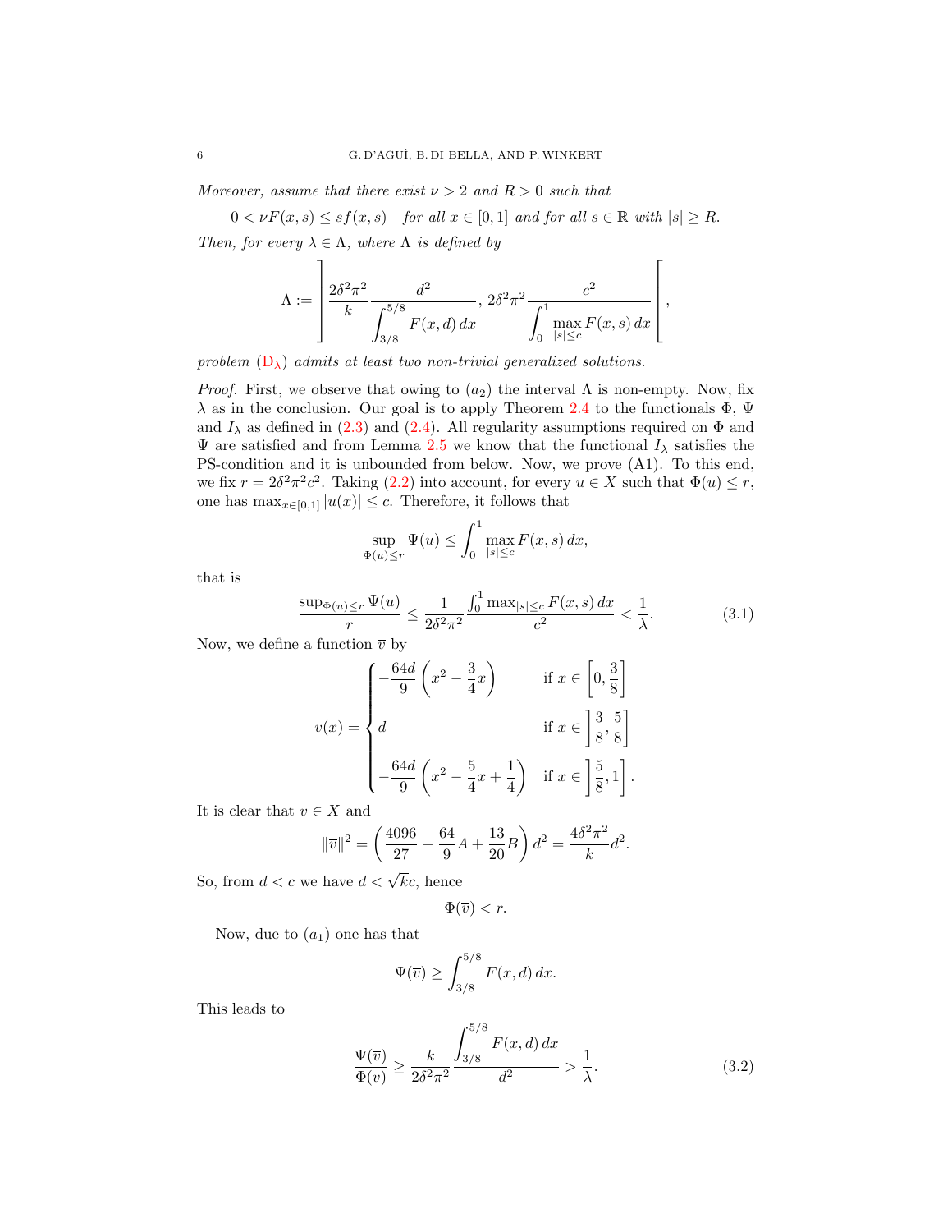*Moreover, assume that there exist $\nu > 2$ and $R > 0$ such that*

$$0 < \nu F(x,s) \leq s f(x,s) \quad \text{for all } x \in [0,1] \text{ and for all } s \in \mathbb{R} \text{ with } |s| \geq R.$$

*Then, for every $\lambda \in \Lambda$, where $\Lambda$ is defined by*

$$\Lambda := \left] \frac{2\delta^2\pi^2}{k} \frac{d^2}{\displaystyle\int_{3/8}^{5/8} F(x,d)\,dx},\ 2\delta^2\pi^2 \frac{c^2}{\displaystyle\int_0^1 \max_{|s|\leq c} F(x,s)\,dx} \right[,$$

*problem* ($\mathrm{D}_\lambda$) *admits at least two non-trivial generalized solutions.*

*Proof.* First, we observe that owing to $(a_2)$ the interval $\Lambda$ is non-empty. Now, fix $\lambda$ as in the conclusion. Our goal is to apply Theorem 2.4 to the functionals $\Phi$, $\Psi$ and $I_\lambda$ as defined in (2.3) and (2.4). All regularity assumptions required on $\Phi$ and $\Psi$ are satisfied and from Lemma 2.5 we know that the functional $I_\lambda$ satisfies the PS-condition and it is unbounded from below. Now, we prove (A1). To this end, we fix $r = 2\delta^2\pi^2c^2$. Taking (2.2) into account, for every $u \in X$ such that $\Phi(u) \leq r$, one has $\max_{x\in[0,1]} |u(x)| \leq c$. Therefore, it follows that

$$\sup_{\Phi(u)\leq r} \Psi(u) \leq \int_0^1 \max_{|s|\leq c} F(x,s)\,dx,$$

that is

$$\frac{\sup_{\Phi(u)\leq r}\Psi(u)}{r} \leq \frac{1}{2\delta^2\pi^2} \frac{\int_0^1 \max_{|s|\leq c} F(x,s)\,dx}{c^2} < \frac{1}{\lambda}. \tag{3.1}$$

Now, we define a function $\overline{v}$ by

$$\overline{v}(x) = \begin{cases} -\dfrac{64d}{9}\left(x^2 - \dfrac{3}{4}x\right) & \text{if } x \in \left[0, \dfrac{3}{8}\right] \\[2ex] d & \text{if } x \in \left]\dfrac{3}{8}, \dfrac{5}{8}\right] \\[2ex] -\dfrac{64d}{9}\left(x^2 - \dfrac{5}{4}x + \dfrac{1}{4}\right) & \text{if } x \in \left]\dfrac{5}{8}, 1\right]. \end{cases}$$

It is clear that $\overline{v} \in X$ and

$$\|\overline{v}\|^2 = \left(\frac{4096}{27} - \frac{64}{9}A + \frac{13}{20}B\right) d^2 = \frac{4\delta^2\pi^2}{k} d^2.$$

So, from $d < c$ we have $d < \sqrt{k}c$, hence

$$\Phi(\overline{v}) < r.$$

Now, due to $(a_1)$ one has that

$$\Psi(\overline{v}) \geq \int_{3/8}^{5/8} F(x,d)\,dx.$$

This leads to

$$\frac{\Psi(\overline{v})}{\Phi(\overline{v})} \geq \frac{k}{2\delta^2\pi^2} \frac{\displaystyle\int_{3/8}^{5/8} F(x,d)\,dx}{d^2} > \frac{1}{\lambda}. \tag{3.2}$$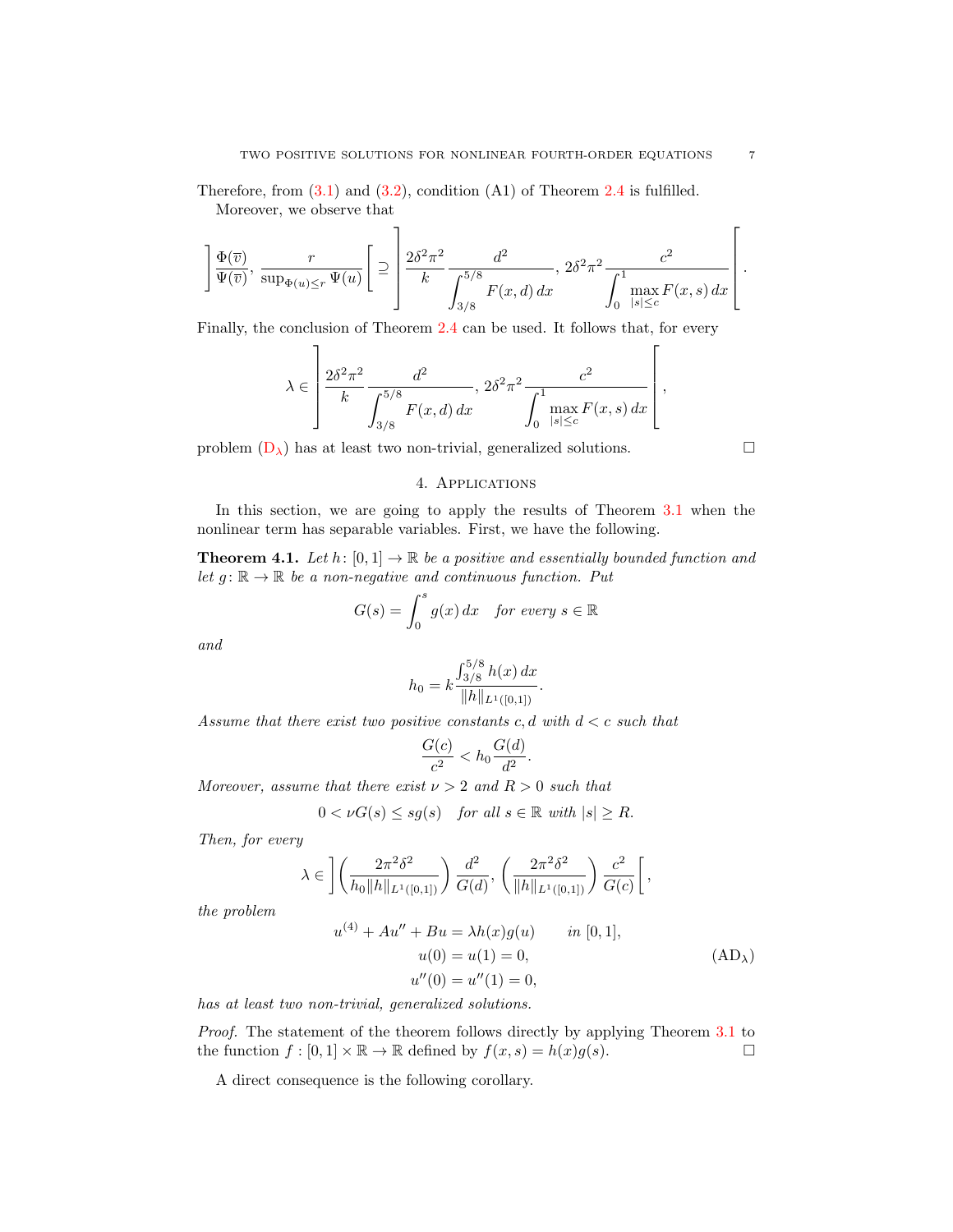Therefore, from (3.1) and (3.2), condition (A1) of Theorem 2.4 is fulfilled.

Moreover, we observe that

$$\left]\frac{\Phi(\overline{v})}{\Psi(\overline{v})}, \frac{r}{\sup_{\Phi(u)\le r}\Psi(u)}\right[ \supseteq \left]\frac{2\delta^2\pi^2}{k}\frac{d^2}{\int_{3/8}^{5/8}F(x,d)\,dx}, 2\delta^2\pi^2\frac{c^2}{\int_0^1 \max_{|s|\le c}F(x,s)\,dx}\right[.$$

Finally, the conclusion of Theorem 2.4 can be used. It follows that, for every

$$\lambda \in \left]\frac{2\delta^2\pi^2}{k}\frac{d^2}{\int_{3/8}^{5/8}F(x,d)\,dx}, 2\delta^2\pi^2\frac{c^2}{\int_0^1 \max_{|s|\le c}F(x,s)\,dx}\right[,$$

problem ($D_\lambda$) has at least two non-trivial, generalized solutions. □

## 4. Applications

In this section, we are going to apply the results of Theorem 3.1 when the nonlinear term has separable variables. First, we have the following.

**Theorem 4.1.** *Let $h\colon [0,1]\to\mathbb{R}$ be a positive and essentially bounded function and let $g\colon \mathbb{R}\to\mathbb{R}$ be a non-negative and continuous function. Put*

$$G(s)=\int_0^s g(x)\,dx \quad \text{for every } s\in\mathbb{R}$$

*and*

$$h_0 = k\frac{\int_{3/8}^{5/8}h(x)\,dx}{\|h\|_{L^1([0,1])}}.$$

*Assume that there exist two positive constants $c,d$ with $d<c$ such that*

$$\frac{G(c)}{c^2} < h_0\frac{G(d)}{d^2}.$$

*Moreover, assume that there exist $\nu>2$ and $R>0$ such that*

$$0<\nu G(s)\le s g(s) \quad \text{for all } s\in\mathbb{R} \text{ with } |s|\ge R.$$

*Then, for every*

$$\lambda \in \left]\left(\frac{2\pi^2\delta^2}{h_0\|h\|_{L^1([0,1])}}\right)\frac{d^2}{G(d)}, \left(\frac{2\pi^2\delta^2}{\|h\|_{L^1([0,1])}}\right)\frac{c^2}{G(c)}\right[,$$

*the problem*

$$\begin{gathered} u^{(4)}+Au''+Bu=\lambda h(x)g(u) \qquad \text{in } [0,1],\\ u(0)=u(1)=0,\\ u''(0)=u''(1)=0, \end{gathered} \tag{AD$_\lambda$}$$

*has at least two non-trivial, generalized solutions.*

*Proof.* The statement of the theorem follows directly by applying Theorem 3.1 to the function $f:[0,1]\times\mathbb{R}\to\mathbb{R}$ defined by $f(x,s)=h(x)g(s)$. □

A direct consequence is the following corollary.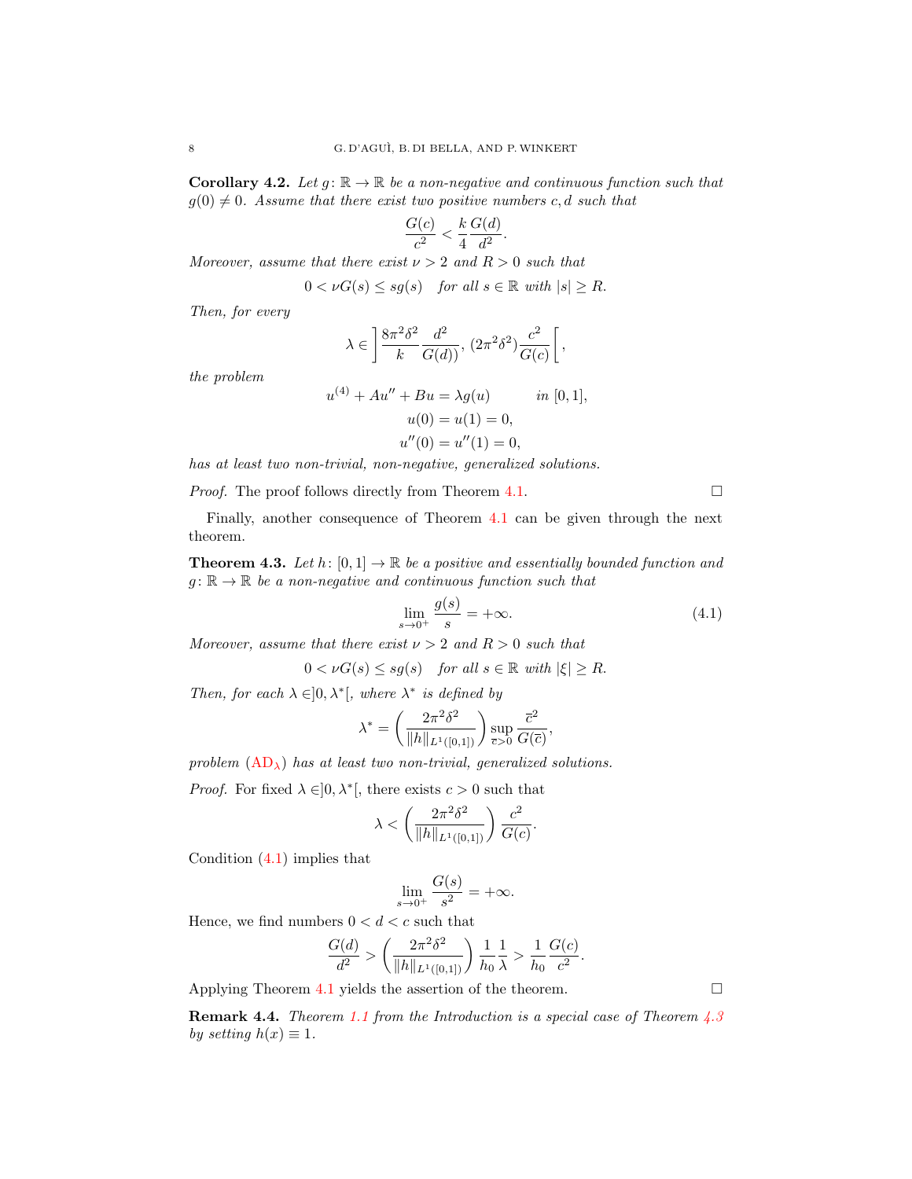**Corollary 4.2.** *Let $g\colon \mathbb{R} \to \mathbb{R}$ be a non-negative and continuous function such that $g(0) \neq 0$. Assume that there exist two positive numbers $c, d$ such that*

$$\frac{G(c)}{c^2} < \frac{k}{4}\frac{G(d)}{d^2}.$$

*Moreover, assume that there exist $\nu > 2$ and $R > 0$ such that*

$$0 < \nu G(s) \leq sg(s) \quad \text{for all } s \in \mathbb{R} \text{ with } |s| \geq R.$$

*Then, for every*

$$\lambda \in \left] \frac{8\pi^2\delta^2}{k}\frac{d^2}{G(d)}, \, (2\pi^2\delta^2)\frac{c^2}{G(c)} \right[,$$

*the problem*

$$\begin{aligned}
u^{(4)} + Au'' + Bu &= \lambda g(u) \qquad \text{in } [0,1],\\
u(0) &= u(1) = 0,\\
u''(0) &= u''(1) = 0,
\end{aligned}$$

*has at least two non-trivial, non-negative, generalized solutions.*

*Proof.* The proof follows directly from Theorem 4.1. $\square$

Finally, another consequence of Theorem 4.1 can be given through the next theorem.

**Theorem 4.3.** *Let $h\colon [0,1] \to \mathbb{R}$ be a positive and essentially bounded function and $g\colon \mathbb{R} \to \mathbb{R}$ be a non-negative and continuous function such that*

$$\lim_{s\to 0^+} \frac{g(s)}{s} = +\infty. \tag{4.1}$$

*Moreover, assume that there exist $\nu > 2$ and $R > 0$ such that*

$$0 < \nu G(s) \leq sg(s) \quad \text{for all } s \in \mathbb{R} \text{ with } |\xi| \geq R.$$

*Then, for each $\lambda \in ]0, \lambda^*[$, where $\lambda^*$ is defined by*

$$\lambda^* = \left(\frac{2\pi^2\delta^2}{\|h\|_{L^1([0,1])}}\right) \sup_{\overline{c}>0} \frac{\overline{c}^2}{G(\overline{c})},$$

*problem ($\text{AD}_\lambda$) has at least two non-trivial, generalized solutions.*

*Proof.* For fixed $\lambda \in ]0, \lambda^*[$, there exists $c > 0$ such that

$$\lambda < \left(\frac{2\pi^2\delta^2}{\|h\|_{L^1([0,1])}}\right)\frac{c^2}{G(c)}.$$

Condition (4.1) implies that

$$\lim_{s\to 0^+} \frac{G(s)}{s^2} = +\infty.$$

Hence, we find numbers $0 < d < c$ such that

$$\frac{G(d)}{d^2} > \left(\frac{2\pi^2\delta^2}{\|h\|_{L^1([0,1])}}\right)\frac{1}{h_0}\frac{1}{\lambda} > \frac{1}{h_0}\frac{G(c)}{c^2}.$$

Applying Theorem 4.1 yields the assertion of the theorem. $\square$

**Remark 4.4.** *Theorem 1.1 from the Introduction is a special case of Theorem 4.3 by setting $h(x) \equiv 1$.*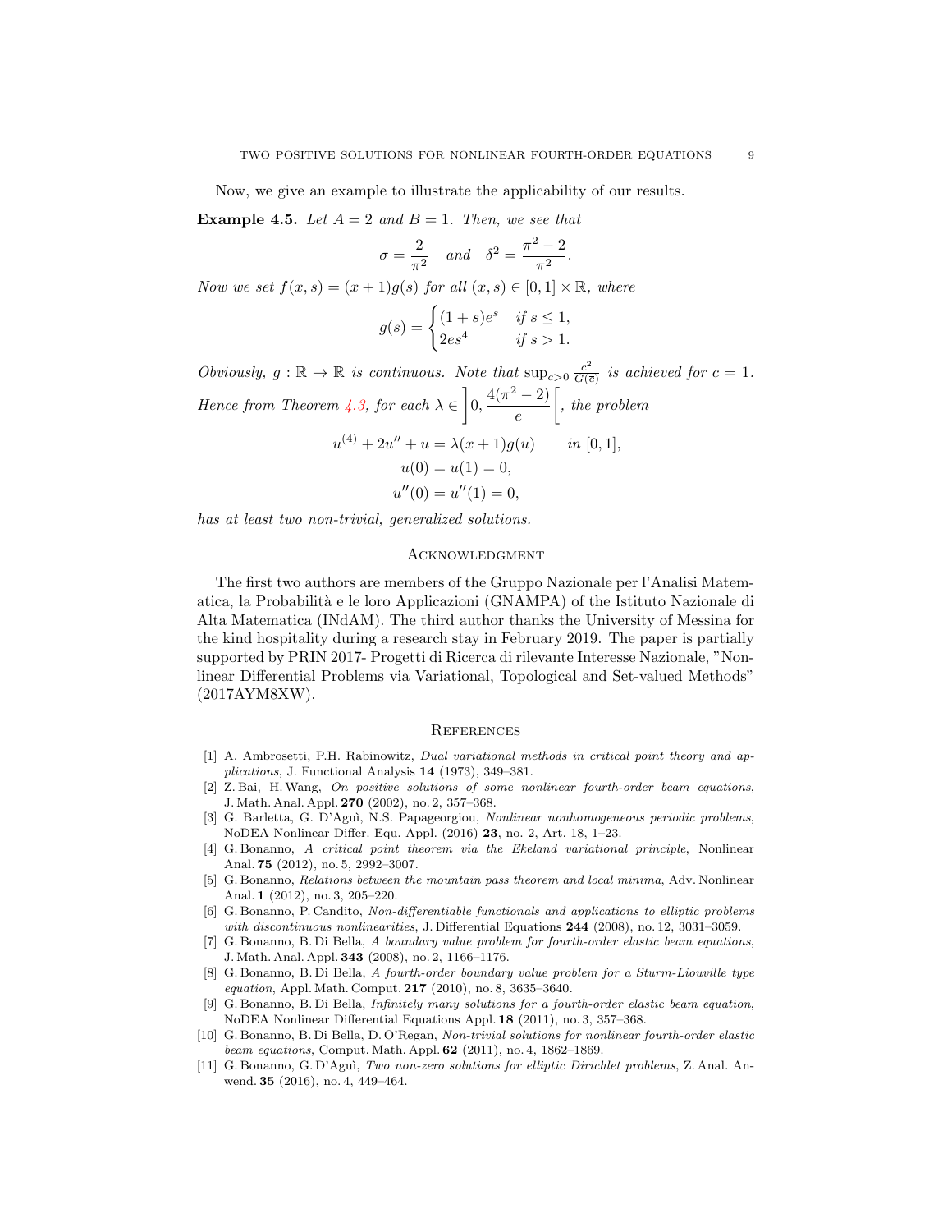Now, we give an example to illustrate the applicability of our results.

**Example 4.5.** *Let $A = 2$ and $B = 1$. Then, we see that*

$$\sigma = \frac{2}{\pi^2} \quad \text{and} \quad \delta^2 = \frac{\pi^2 - 2}{\pi^2}.$$

*Now we set $f(x, s) = (x+1)g(s)$ for all $(x, s) \in [0, 1] \times \mathbb{R}$, where*

$$g(s) = \begin{cases} (1+s)e^s & \text{if } s \le 1, \\ 2es^4 & \text{if } s > 1. \end{cases}$$

*Obviously, $g : \mathbb{R} \to \mathbb{R}$ is continuous. Note that $\sup_{\overline{c}>0} \frac{\overline{c}^2}{G(\overline{c})}$ is achieved for $c = 1$. Hence from Theorem 4.3, for each $\lambda \in \left]0, \frac{4(\pi^2-2)}{e}\right[$, the problem*

$$\begin{aligned} u^{(4)} + 2u'' + u &= \lambda(x+1)g(u) \qquad \text{in } [0,1], \\ u(0) &= u(1) = 0, \\ u''(0) &= u''(1) = 0, \end{aligned}$$

*has at least two non-trivial, generalized solutions.*

## Acknowledgment

The first two authors are members of the Gruppo Nazionale per l'Analisi Matematica, la Probabilità e le loro Applicazioni (GNAMPA) of the Istituto Nazionale di Alta Matematica (INdAM). The third author thanks the University of Messina for the kind hospitality during a research stay in February 2019. The paper is partially supported by PRIN 2017- Progetti di Ricerca di rilevante Interesse Nazionale, "Nonlinear Differential Problems via Variational, Topological and Set-valued Methods" (2017AYM8XW).

## References

[1] A. Ambrosetti, P.H. Rabinowitz, *Dual variational methods in critical point theory and applications*, J. Functional Analysis **14** (1973), 349–381.

[2] Z. Bai, H. Wang, *On positive solutions of some nonlinear fourth-order beam equations*, J. Math. Anal. Appl. **270** (2002), no. 2, 357–368.

[3] G. Barletta, G. D'Aguì, N.S. Papageorgiou, *Nonlinear nonhomogeneous periodic problems*, NoDEA Nonlinear Differ. Equ. Appl. (2016) **23**, no. 2, Art. 18, 1–23.

[4] G. Bonanno, *A critical point theorem via the Ekeland variational principle*, Nonlinear Anal. **75** (2012), no. 5, 2992–3007.

[5] G. Bonanno, *Relations between the mountain pass theorem and local minima*, Adv. Nonlinear Anal. **1** (2012), no. 3, 205–220.

[6] G. Bonanno, P. Candito, *Non-differentiable functionals and applications to elliptic problems with discontinuous nonlinearities*, J. Differential Equations **244** (2008), no. 12, 3031–3059.

[7] G. Bonanno, B. Di Bella, *A boundary value problem for fourth-order elastic beam equations*, J. Math. Anal. Appl. **343** (2008), no. 2, 1166–1176.

[8] G. Bonanno, B. Di Bella, *A fourth-order boundary value problem for a Sturm-Liouville type equation*, Appl. Math. Comput. **217** (2010), no. 8, 3635–3640.

[9] G. Bonanno, B. Di Bella, *Infinitely many solutions for a fourth-order elastic beam equation*, NoDEA Nonlinear Differential Equations Appl. **18** (2011), no. 3, 357–368.

[10] G. Bonanno, B. Di Bella, D. O'Regan, *Non-trivial solutions for nonlinear fourth-order elastic beam equations*, Comput. Math. Appl. **62** (2011), no. 4, 1862–1869.

[11] G. Bonanno, G. D'Aguì, *Two non-zero solutions for elliptic Dirichlet problems*, Z. Anal. Anwend. **35** (2016), no. 4, 449–464.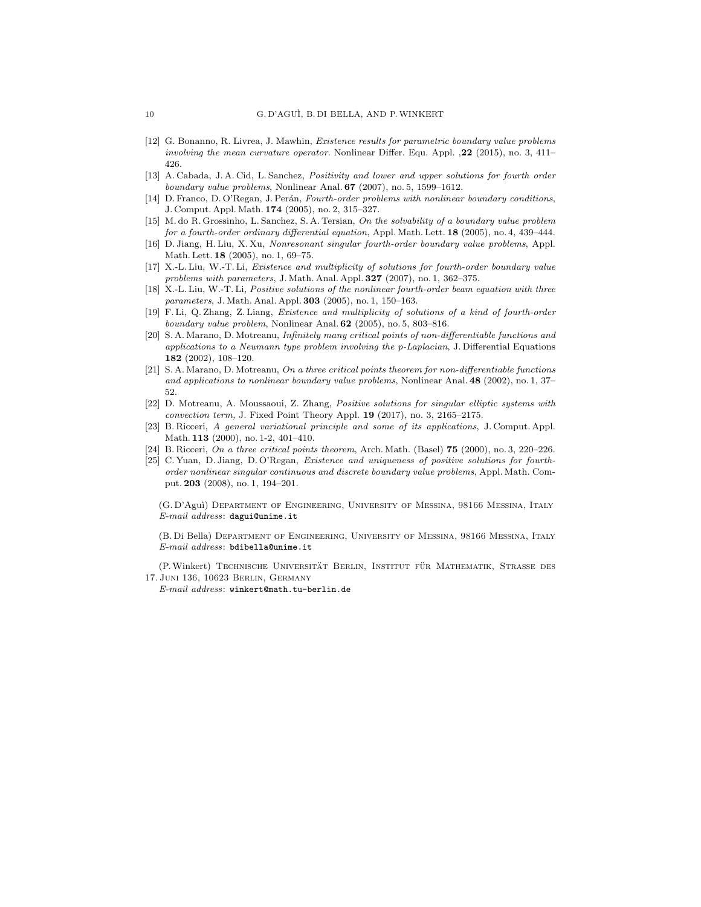[12] G. Bonanno, R. Livrea, J. Mawhin, *Existence results for parametric boundary value problems involving the mean curvature operator*. Nonlinear Differ. Equ. Appl. ,**22** (2015), no. 3, 411–426.

[13] A. Cabada, J. A. Cid, L. Sanchez, *Positivity and lower and upper solutions for fourth order boundary value problems*, Nonlinear Anal. **67** (2007), no. 5, 1599–1612.

[14] D. Franco, D. O'Regan, J. Perán, *Fourth-order problems with nonlinear boundary conditions*, J. Comput. Appl. Math. **174** (2005), no. 2, 315–327.

[15] M. do R. Grossinho, L. Sanchez, S. A. Tersian, *On the solvability of a boundary value problem for a fourth-order ordinary differential equation*, Appl. Math. Lett. **18** (2005), no. 4, 439–444.

[16] D. Jiang, H. Liu, X. Xu, *Nonresonant singular fourth-order boundary value problems*, Appl. Math. Lett. **18** (2005), no. 1, 69–75.

[17] X.-L. Liu, W.-T. Li, *Existence and multiplicity of solutions for fourth-order boundary value problems with parameters*, J. Math. Anal. Appl. **327** (2007), no. 1, 362–375.

[18] X.-L. Liu, W.-T. Li, *Positive solutions of the nonlinear fourth-order beam equation with three parameters*, J. Math. Anal. Appl. **303** (2005), no. 1, 150–163.

[19] F. Li, Q. Zhang, Z. Liang, *Existence and multiplicity of solutions of a kind of fourth-order boundary value problem*, Nonlinear Anal. **62** (2005), no. 5, 803–816.

[20] S. A. Marano, D. Motreanu, *Infinitely many critical points of non-differentiable functions and applications to a Neumann type problem involving the p-Laplacian*, J. Differential Equations **182** (2002), 108–120.

[21] S. A. Marano, D. Motreanu, *On a three critical points theorem for non-differentiable functions and applications to nonlinear boundary value problems*, Nonlinear Anal. **48** (2002), no. 1, 37–52.

[22] D. Motreanu, A. Moussaoui, Z. Zhang, *Positive solutions for singular elliptic systems with convection term,* J. Fixed Point Theory Appl. **19** (2017), no. 3, 2165–2175.

[23] B. Ricceri, *A general variational principle and some of its applications*, J. Comput. Appl. Math. **113** (2000), no. 1-2, 401–410.

[24] B. Ricceri, *On a three critical points theorem*, Arch. Math. (Basel) **75** (2000), no. 3, 220–226.

[25] C. Yuan, D. Jiang, D. O'Regan, *Existence and uniqueness of positive solutions for fourth-order nonlinear singular continuous and discrete boundary value problems*, Appl. Math. Comput. **203** (2008), no. 1, 194–201.

(G. D'Aguì) Department of Engineering, University of Messina, 98166 Messina, Italy
*E-mail address*: dagui@unime.it

(B. Di Bella) Department of Engineering, University of Messina, 98166 Messina, Italy
*E-mail address*: bdibella@unime.it

(P. Winkert) Technische Universität Berlin, Institut für Mathematik, Strasse des 17. Juni 136, 10623 Berlin, Germany
*E-mail address*: winkert@math.tu-berlin.de